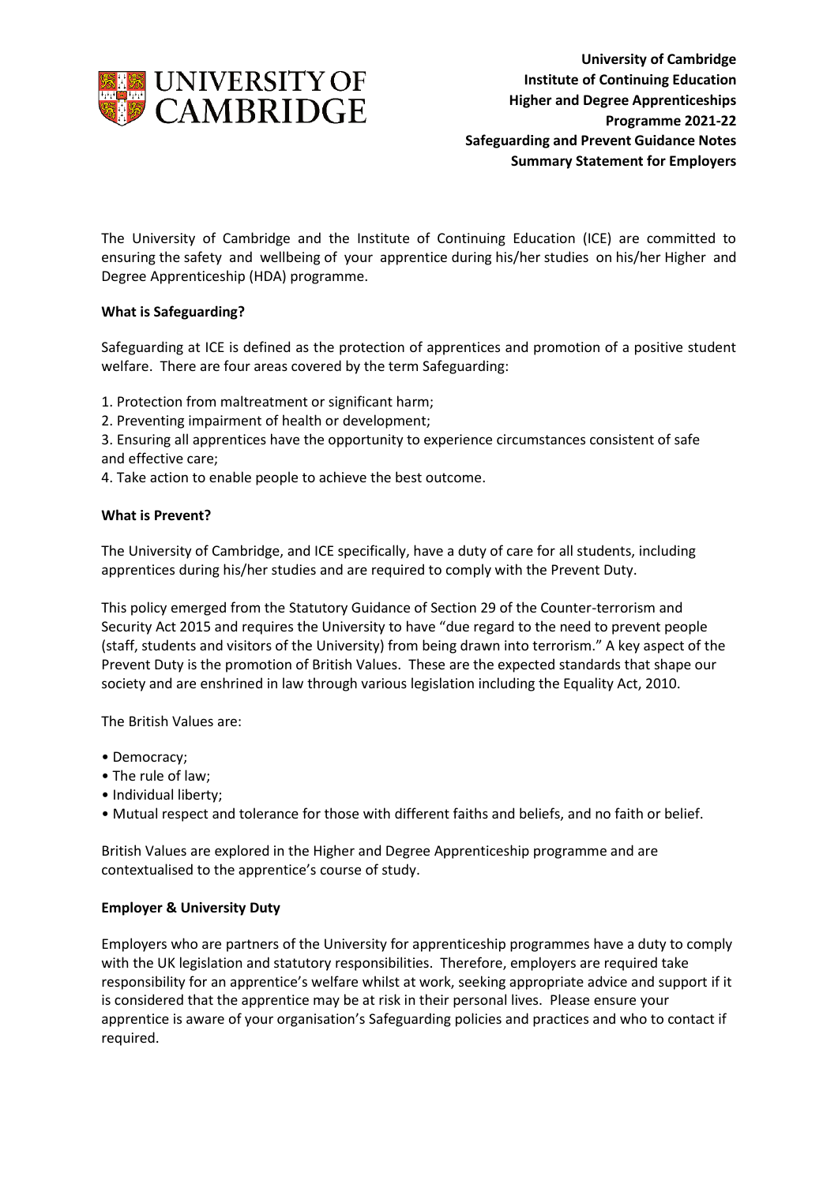UNIVERSITY OF CAMBRIDGE

**University of Cambridge**
**Institute of Continuing Education**
**Higher and Degree Apprenticeships**
**Programme 2021-22**
**Safeguarding and Prevent Guidance Notes**
**Summary Statement for Employers**

The University of Cambridge and the Institute of Continuing Education (ICE) are committed to ensuring the safety and wellbeing of your apprentice during his/her studies on his/her Higher and Degree Apprenticeship (HDA) programme.

## What is Safeguarding?

Safeguarding at ICE is defined as the protection of apprentices and promotion of a positive student welfare. There are four areas covered by the term Safeguarding:

1. Protection from maltreatment or significant harm;
2. Preventing impairment of health or development;
3. Ensuring all apprentices have the opportunity to experience circumstances consistent of safe and effective care;
4. Take action to enable people to achieve the best outcome.

## What is Prevent?

The University of Cambridge, and ICE specifically, have a duty of care for all students, including apprentices during his/her studies and are required to comply with the Prevent Duty.

This policy emerged from the Statutory Guidance of Section 29 of the Counter-terrorism and Security Act 2015 and requires the University to have "due regard to the need to prevent people (staff, students and visitors of the University) from being drawn into terrorism." A key aspect of the Prevent Duty is the promotion of British Values. These are the expected standards that shape our society and are enshrined in law through various legislation including the Equality Act, 2010.

The British Values are:

- Democracy;
- The rule of law;
- Individual liberty;
- Mutual respect and tolerance for those with different faiths and beliefs, and no faith or belief.

British Values are explored in the Higher and Degree Apprenticeship programme and are contextualised to the apprentice's course of study.

## Employer & University Duty

Employers who are partners of the University for apprenticeship programmes have a duty to comply with the UK legislation and statutory responsibilities. Therefore, employers are required take responsibility for an apprentice's welfare whilst at work, seeking appropriate advice and support if it is considered that the apprentice may be at risk in their personal lives. Please ensure your apprentice is aware of your organisation's Safeguarding policies and practices and who to contact if required.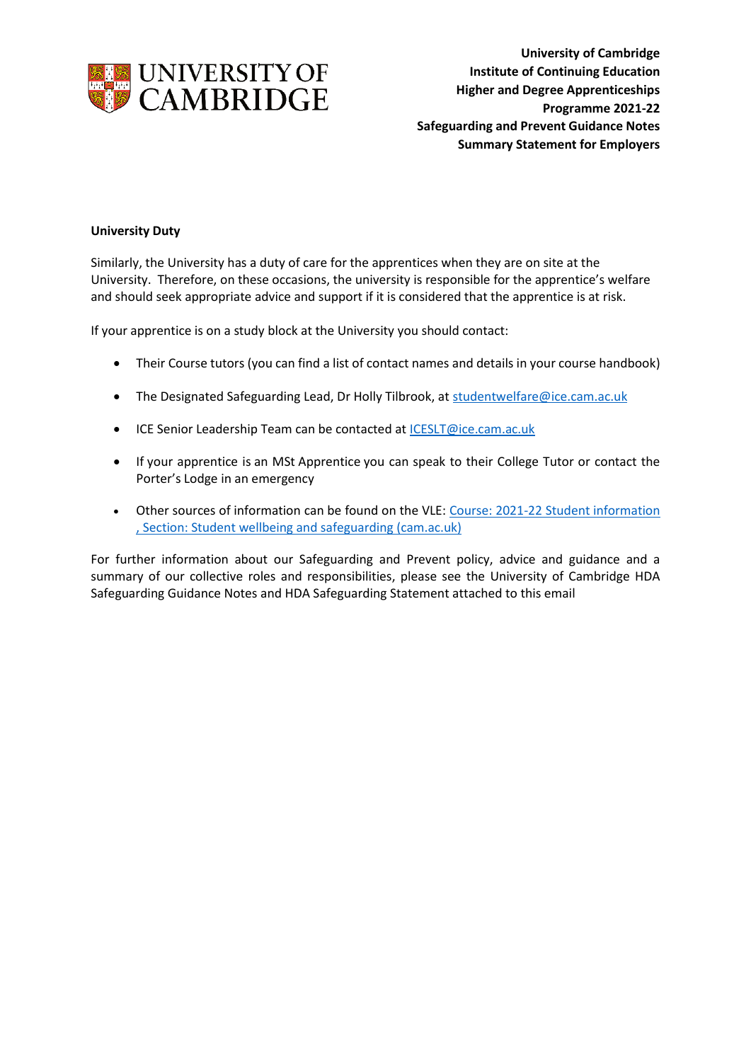**University of Cambridge**
**Institute of Continuing Education**
**Higher and Degree Apprenticeships**
**Programme 2021-22**
**Safeguarding and Prevent Guidance Notes**
**Summary Statement for Employers**

## University Duty

Similarly, the University has a duty of care for the apprentices when they are on site at the University. Therefore, on these occasions, the university is responsible for the apprentice's welfare and should seek appropriate advice and support if it is considered that the apprentice is at risk.

If your apprentice is on a study block at the University you should contact:

- Their Course tutors (you can find a list of contact names and details in your course handbook)
- The Designated Safeguarding Lead, Dr Holly Tilbrook, at studentwelfare@ice.cam.ac.uk
- ICE Senior Leadership Team can be contacted at ICESLT@ice.cam.ac.uk
- If your apprentice is an MSt Apprentice you can speak to their College Tutor or contact the Porter's Lodge in an emergency
- Other sources of information can be found on the VLE: Course: 2021-22 Student information , Section: Student wellbeing and safeguarding (cam.ac.uk)

For further information about our Safeguarding and Prevent policy, advice and guidance and a summary of our collective roles and responsibilities, please see the University of Cambridge HDA Safeguarding Guidance Notes and HDA Safeguarding Statement attached to this email